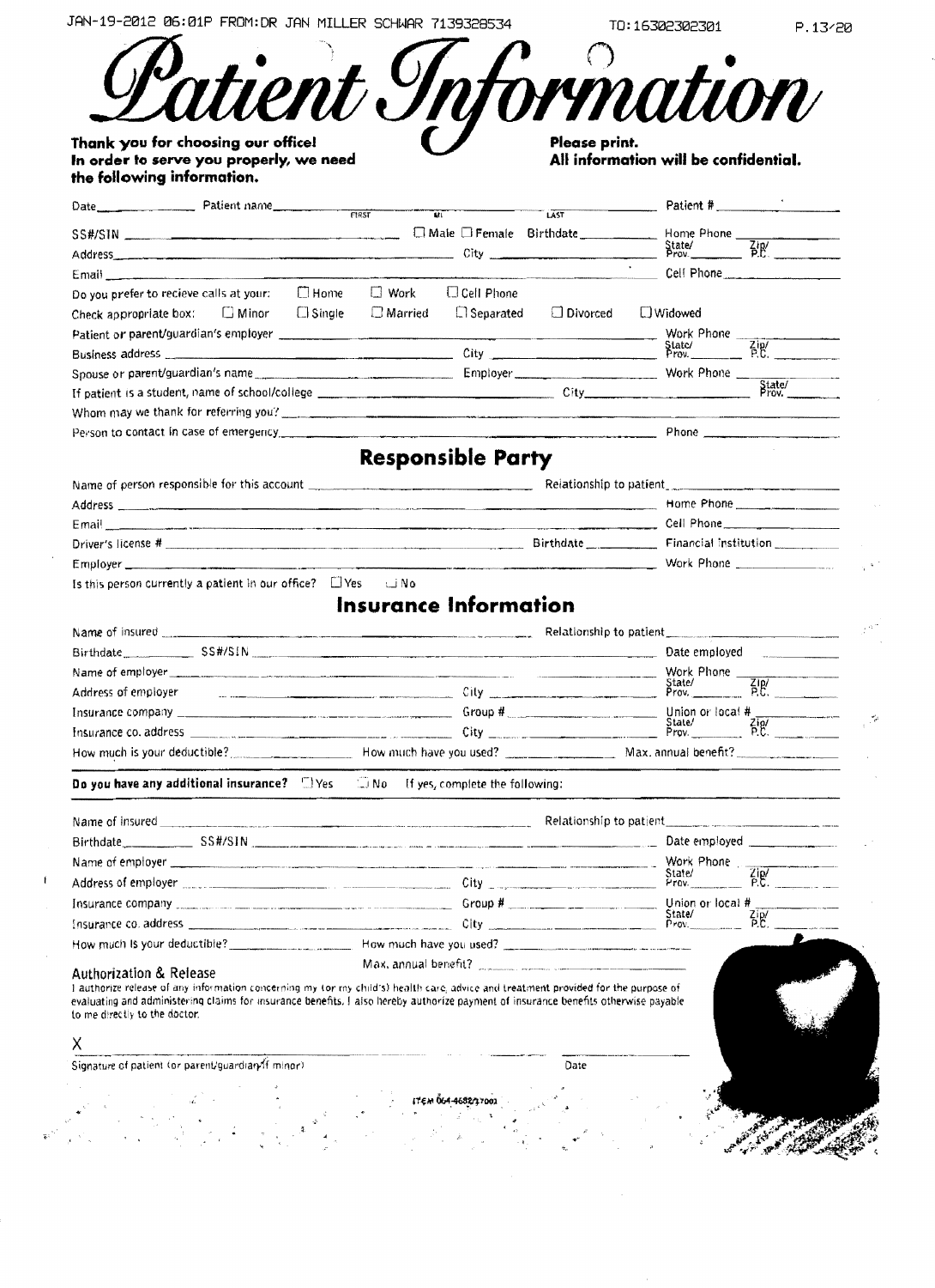# Patient Information

**Thank you for choosing our office! In order to serve you properly, we need the following information.**

**Please print. All information will be confidential.**

Date\_\_\_\_\_\_\_\_ Patient name\_\_\_\_\_\_\_\_ FIRST \_\_\_\_\_\_\_\_ MI \_\_\_\_\_\_\_\_ LAST \_\_\_\_\_\_\_\_ Patient # \_\_\_\_\_\_\_\_

SS#/SIN \_\_\_\_\_\_\_\_ ☐ Male ☐ Female Birthdate\_\_\_\_\_\_\_\_ Home Phone \_\_\_\_\_\_\_\_

Address\_\_\_\_\_\_\_\_ City \_\_\_\_\_\_\_\_ State/Prov. \_\_\_\_\_\_\_\_ Zip/P.C. \_\_\_\_\_\_\_\_

Email \_\_\_\_\_\_\_\_ Cell Phone\_\_\_\_\_\_\_\_

Do you prefer to recieve calls at your: ☐ Home ☐ Work ☐ Cell Phone

Check appropriate box: ☐ Minor ☐ Single ☐ Married ☐ Separated ☐ Divorced ☐ Widowed

Patient or parent/guardian's employer \_\_\_\_\_\_\_\_ Work Phone \_\_\_\_\_\_\_\_

Business address \_\_\_\_\_\_\_\_ City \_\_\_\_\_\_\_\_ State/Prov. \_\_\_\_\_\_\_\_ Zip/P.C. \_\_\_\_\_\_\_\_

Spouse or parent/guardian's name\_\_\_\_\_\_\_\_ Employer\_\_\_\_\_\_\_\_ Work Phone \_\_\_\_\_\_\_\_

If patient is a student, name of school/college \_\_\_\_\_\_\_\_ City\_\_\_\_\_\_\_\_ State/Prov. \_\_\_\_\_\_\_\_

Whom may we thank for referring you? \_\_\_\_\_\_\_\_

Person to contact in case of emergency\_\_\_\_\_\_\_\_ Phone \_\_\_\_\_\_\_\_

## Responsible Party

Name of person responsible for this account \_\_\_\_\_\_\_\_ Relationship to patient\_\_\_\_\_\_\_\_

Address \_\_\_\_\_\_\_\_ Home Phone \_\_\_\_\_\_\_\_

Email \_\_\_\_\_\_\_\_ Cell Phone\_\_\_\_\_\_\_\_

Driver's license # \_\_\_\_\_\_\_\_ Birthdate \_\_\_\_\_\_\_\_ Financial institution \_\_\_\_\_\_\_\_

Employer \_\_\_\_\_\_\_\_ Work Phone \_\_\_\_\_\_\_\_

Is this person currently a patient in our office? ☐ Yes ☐ No

## Insurance Information

Name of insured \_\_\_\_\_\_\_\_ Relationship to patient\_\_\_\_\_\_\_\_

Birthdate\_\_\_\_\_\_\_\_ SS#/SIN \_\_\_\_\_\_\_\_ Date employed \_\_\_\_\_\_\_\_

Name of employer \_\_\_\_\_\_\_\_ Work Phone \_\_\_\_\_\_\_\_

Address of employer \_\_\_\_\_\_\_\_ City \_\_\_\_\_\_\_\_ State/Prov. \_\_\_\_\_\_\_\_ Zip/P.C. \_\_\_\_\_\_\_\_

Insurance company \_\_\_\_\_\_\_\_ Group # \_\_\_\_\_\_\_\_ Union or local # \_\_\_\_\_\_\_\_

Insurance co. address \_\_\_\_\_\_\_\_ City \_\_\_\_\_\_\_\_ State/Prov. \_\_\_\_\_\_\_\_ Zip/P.C. \_\_\_\_\_\_\_\_

How much is your deductible? \_\_\_\_\_\_\_\_ How much have you used? \_\_\_\_\_\_\_\_ Max. annual benefit? \_\_\_\_\_\_\_\_

**Do you have any additional insurance?** ☐ Yes ☐ No If yes, complete the following:

Name of insured \_\_\_\_\_\_\_\_ Relationship to patient\_\_\_\_\_\_\_\_

Birthdate\_\_\_\_\_\_\_\_ SS#/SIN \_\_\_\_\_\_\_\_ Date employed \_\_\_\_\_\_\_\_

Name of employer \_\_\_\_\_\_\_\_ Work Phone \_\_\_\_\_\_\_\_

Address of employer \_\_\_\_\_\_\_\_ City \_\_\_\_\_\_\_\_ State/Prov. \_\_\_\_\_\_\_\_ Zip/P.C. \_\_\_\_\_\_\_\_

Insurance company \_\_\_\_\_\_\_\_ Group # \_\_\_\_\_\_\_\_ Union or local # \_\_\_\_\_\_\_\_

Insurance co. address \_\_\_\_\_\_\_\_ City \_\_\_\_\_\_\_\_ State/Prov. \_\_\_\_\_\_\_\_ Zip/P.C. \_\_\_\_\_\_\_\_

How much is your deductible? \_\_\_\_\_\_\_\_ How much have you used? \_\_\_\_\_\_\_\_

Max. annual benefit? \_\_\_\_\_\_\_\_

### Authorization & Release

I authorize release of any information concerning my (or my child's) health care, advice and treatment provided for the purpose of evaluating and administering claims for insurance benefits. I also hereby authorize payment of insurance benefits otherwise payable to me directly to the doctor.

X \_\_\_\_\_\_\_\_

Signature of patient (or parent/guardian if minor) Date

ITEM 064-4682/17001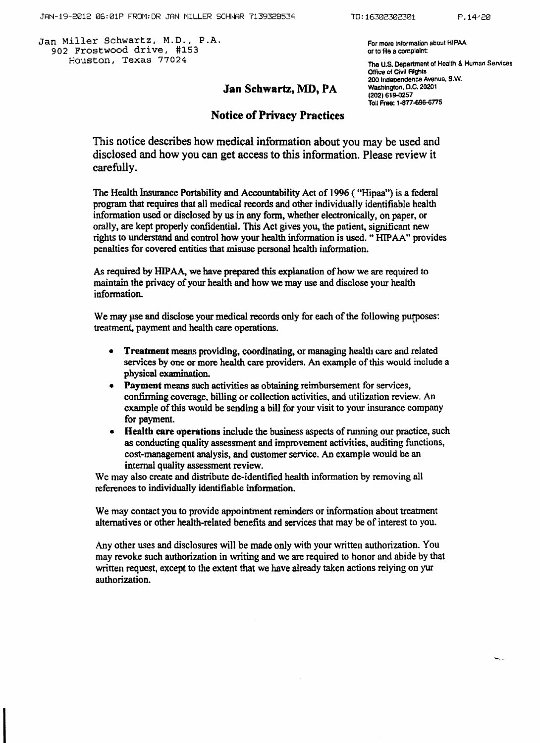Jan Miller Schwartz, M.D., P.A.
902 Frostwood drive, #153
Houston, Texas 77024

For more information about HIPAA
or to file a complaint:

The U.S. Department of Health & Human Services
Office of Civil Rights
200 Independence Avenue, S.W.
Washington, D.C. 20201
(202) 619-0257
Toll Free: 1-877-696-6775

# Jan Schwartz, MD, PA

## Notice of Privacy Practices

This notice describes how medical information about you may be used and disclosed and how you can get access to this information. Please review it carefully.

The Health Insurance Portability and Accountability Act of 1996 ( "Hipaa") is a federal program that requires that all medical records and other individually identifiable health information used or disclosed by us in any form, whether electronically, on paper, or orally, are kept properly confidential. This Act gives you, the patient, significant new rights to understand and control how your health information is used. " HIPAA" provides penalties for covered entities that misuse personal health information.

As required by HIPAA, we have prepared this explanation of how we are required to maintain the privacy of your health and how we may use and disclose your health information.

We may use and disclose your medical records only for each of the following purposes: treatment, payment and health care operations.

- **Treatment** means providing, coordinating, or managing health care and related services by one or more health care providers. An example of this would include a physical examination.
- **Payment** means such activities as obtaining reimbursement for services, confirming coverage, billing or collection activities, and utilization review. An example of this would be sending a bill for your visit to your insurance company for payment.
- **Health care operations** include the business aspects of running our practice, such as conducting quality assessment and improvement activities, auditing functions, cost-management analysis, and customer service. An example would be an internal quality assessment review.

We may also create and distribute de-identified health information by removing all references to individually identifiable information.

We may contact you to provide appointment reminders or information about treatment alternatives or other health-related benefits and services that may be of interest to you.

Any other uses and disclosures will be made only with your written authorization. You may revoke such authorization in writing and we are required to honor and abide by that written request, except to the extent that we have already taken actions relying on yur authorization.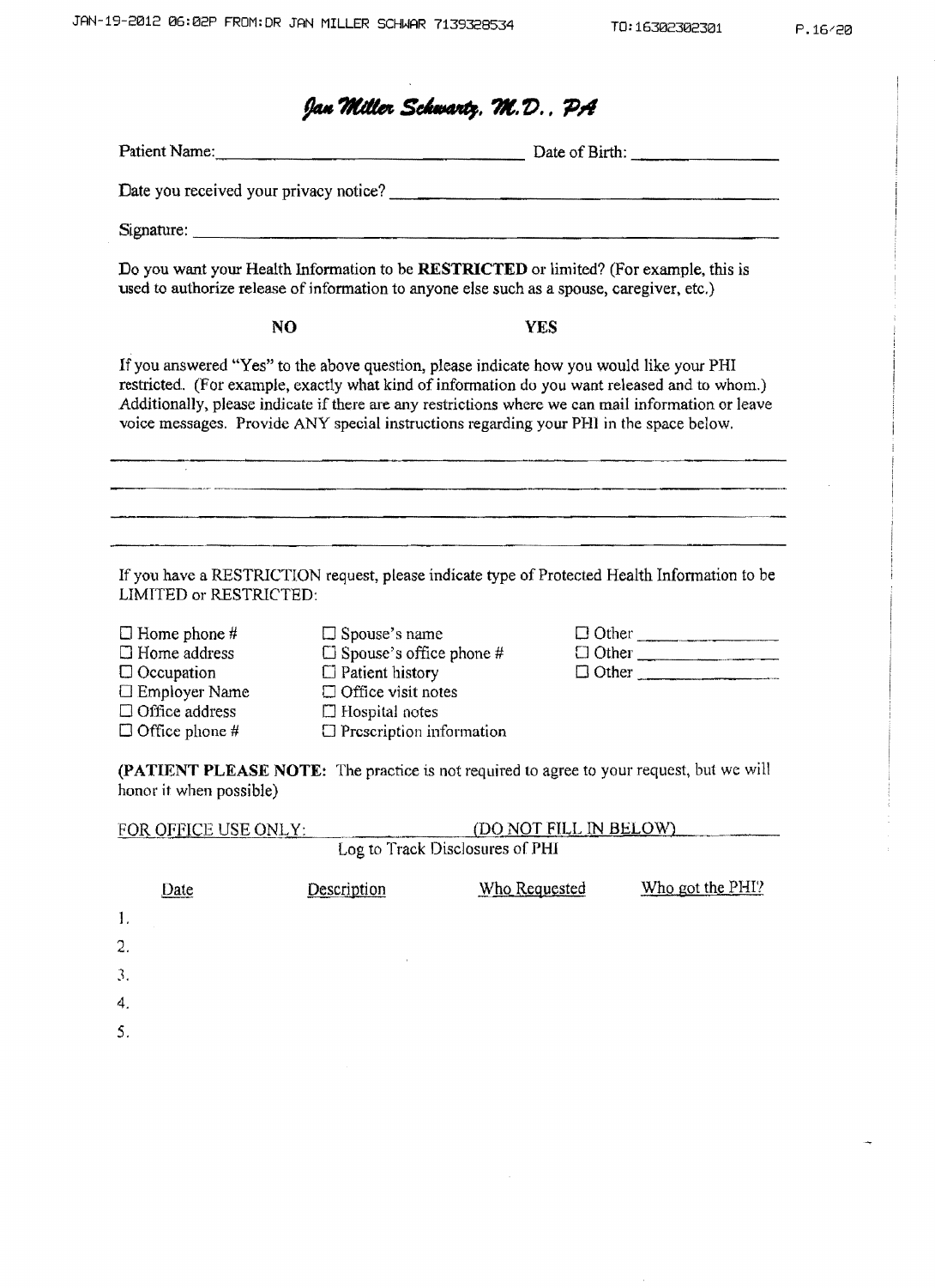# *Jan Miller Schwartz, M.D., PA*

Patient Name: ________________________________ Date of Birth: ________________

Date you received your privacy notice? ________________________________________

Signature: ___________________________________________________________________

Do you want your Health Information to be **RESTRICTED** or limited? (For example, this is used to authorize release of information to anyone else such as a spouse, caregiver, etc.)

**NO** **YES**

If you answered "Yes" to the above question, please indicate how you would like your PHI restricted. (For example, exactly what kind of information do you want released and to whom.) Additionally, please indicate if there are any restrictions where we can mail information or leave voice messages. Provide ANY special instructions regarding your PHI in the space below.

______________________________________________________________________________

______________________________________________________________________________

______________________________________________________________________________

______________________________________________________________________________

If you have a RESTRICTION request, please indicate type of Protected Health Information to be LIMITED or RESTRICTED:

- ☐ Home phone #
- ☐ Home address
- ☐ Occupation
- ☐ Employer Name
- ☐ Office address
- ☐ Office phone #
- ☐ Spouse's name
- ☐ Spouse's office phone #
- ☐ Patient history
- ☐ Office visit notes
- ☐ Hospital notes
- ☐ Prescription information
- ☐ Other ______________
- ☐ Other ______________
- ☐ Other ______________

**(PATIENT PLEASE NOTE:** The practice is not required to agree to your request, but we will honor it when possible)

FOR OFFICE USE ONLY: (DO NOT FILL IN BELOW)

Log to Track Disclosures of PHI

| | Date | Description | Who Requested | Who got the PHI? |
|---|---|---|---|---|
| 1. | | | | |
| 2. | | | | |
| 3. | | | | |
| 4. | | | | |
| 5. | | | | |